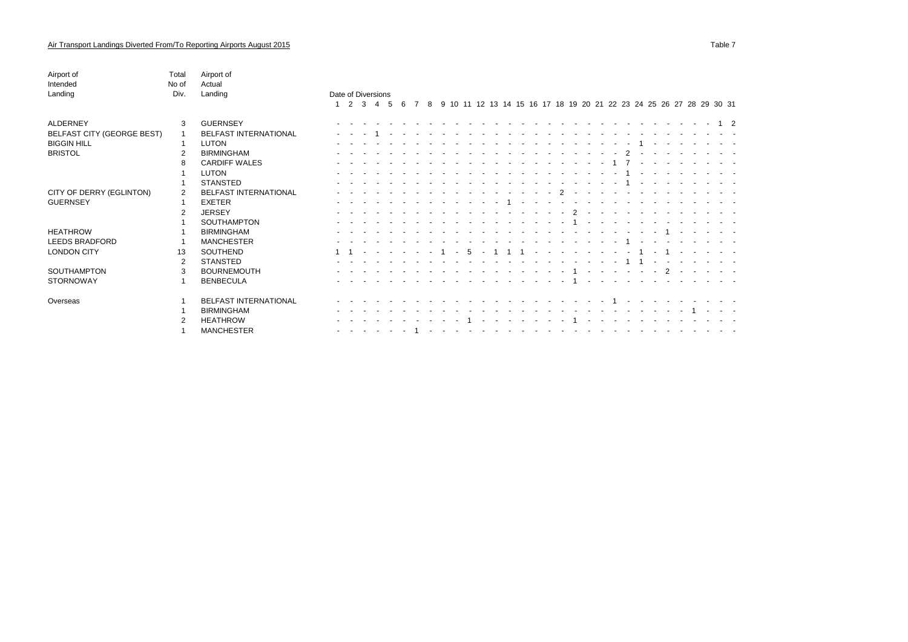## Air Transport Landings Diverted From/To Reporting Airports August 2015

Table 7

| Airport of Intended Landing | Total No of Div. | Airport of Actual Landing | Date of Diversions 1 | 2 | 3 | 4 | 5 | 6 | 7 | 8 | 9 | 10 | 11 | 12 | 13 | 14 | 15 | 16 | 17 | 18 | 19 | 20 | 21 | 22 | 23 | 24 | 25 | 26 | 27 | 28 | 29 | 30 | 31 |
|---|---|---|---|---|---|---|---|---|---|---|---|---|---|---|---|---|---|---|---|---|---|---|---|---|---|---|---|---|---|---|---|---|---|
| ALDERNEY | 3 | GUERNSEY | - | - | - | - | - | - | - | - | - | - | - | - | - | - | - | - | - | - | - | - | - | - | - | - | - | - | - | - | - | 1 | 2 |
| BELFAST CITY (GEORGE BEST) | 1 | BELFAST INTERNATIONAL | - | - | - | 1 | - | - | - | - | - | - | - | - | - | - | - | - | - | - | - | - | - | - | - | - | - | - | - | - | - | - | - |
| BIGGIN HILL | 1 | LUTON | - | - | - | - | - | - | - | - | - | - | - | - | - | - | - | - | - | - | - | - | - | - | - | 1 | - | - | - | - | - | - | - |
| BRISTOL | 2 | BIRMINGHAM | - | - | - | - | - | - | - | - | - | - | - | - | - | - | - | - | - | - | - | - | - | - | 2 | - | - | - | - | - | - | - | - |
| | 8 | CARDIFF WALES | - | - | - | - | - | - | - | - | - | - | - | - | - | - | - | - | - | - | - | - | - | 1 | 7 | - | - | - | - | - | - | - | - |
| | 1 | LUTON | - | - | - | - | - | - | - | - | - | - | - | - | - | - | - | - | - | - | - | - | - | - | 1 | - | - | - | - | - | - | - | - |
| | 1 | STANSTED | - | - | - | - | - | - | - | - | - | - | - | - | - | - | - | - | - | - | - | - | - | - | 1 | - | - | - | - | - | - | - | - |
| CITY OF DERRY (EGLINTON) | 2 | BELFAST INTERNATIONAL | - | - | - | - | - | - | - | - | - | - | - | - | - | - | - | - | - | 2 | - | - | - | - | - | - | - | - | - | - | - | - | - |
| GUERNSEY | 1 | EXETER | - | - | - | - | - | - | - | - | - | - | - | - | - | 1 | - | - | - | - | - | - | - | - | - | - | - | - | - | - | - | - | - |
| | 2 | JERSEY | - | - | - | - | - | - | - | - | - | - | - | - | - | - | - | - | - | - | 2 | - | - | - | - | - | - | - | - | - | - | - | - |
| | 1 | SOUTHAMPTON | - | - | - | - | - | - | - | - | - | - | - | - | - | - | - | - | - | - | 1 | - | - | - | - | - | - | - | - | - | - | - | - |
| HEATHROW | 1 | BIRMINGHAM | - | - | - | - | - | - | - | - | - | - | - | - | - | - | - | - | - | - | - | - | - | - | - | - | - | 1 | - | - | - | - | - |
| LEEDS BRADFORD | 1 | MANCHESTER | - | - | - | - | - | - | - | - | - | - | - | - | - | - | - | - | - | - | - | - | - | - | 1 | - | - | - | - | - | - | - | - |
| LONDON CITY | 13 | SOUTHEND | 1 | 1 | - | - | - | - | - | - | 1 | - | 5 | - | 1 | 1 | 1 | - | - | - | - | - | - | - | - | 1 | - | 1 | - | - | - | - | - |
| | 2 | STANSTED | - | - | - | - | - | - | - | - | - | - | - | - | - | - | - | - | - | - | - | - | - | - | 1 | 1 | - | - | - | - | - | - | - |
| SOUTHAMPTON | 3 | BOURNEMOUTH | - | - | - | - | - | - | - | - | - | - | - | - | - | - | - | - | - | - | 1 | - | - | - | - | - | - | 2 | - | - | - | - | - |
| STORNOWAY | 1 | BENBECULA | - | - | - | - | - | - | - | - | - | - | - | - | - | - | - | - | - | - | 1 | - | - | - | - | - | - | - | - | - | - | - | - |
| Overseas | 1 | BELFAST INTERNATIONAL | - | - | - | - | - | - | - | - | - | - | - | - | - | - | - | - | - | - | - | - | - | 1 | - | - | - | - | - | - | - | - | - |
| | 1 | BIRMINGHAM | - | - | - | - | - | - | - | - | - | - | - | - | - | - | - | - | - | - | - | - | - | - | - | - | - | - | - | 1 | - | - | - |
| | 2 | HEATHROW | - | - | - | - | - | - | - | - | - | - | 1 | - | - | - | - | - | - | - | 1 | - | - | - | - | - | - | - | - | - | - | - | - |
| | 1 | MANCHESTER | - | - | - | - | - | - | 1 | - | - | - | - | - | - | - | - | - | - | - | - | - | - | - | - | - | - | - | - | - | - | - | - |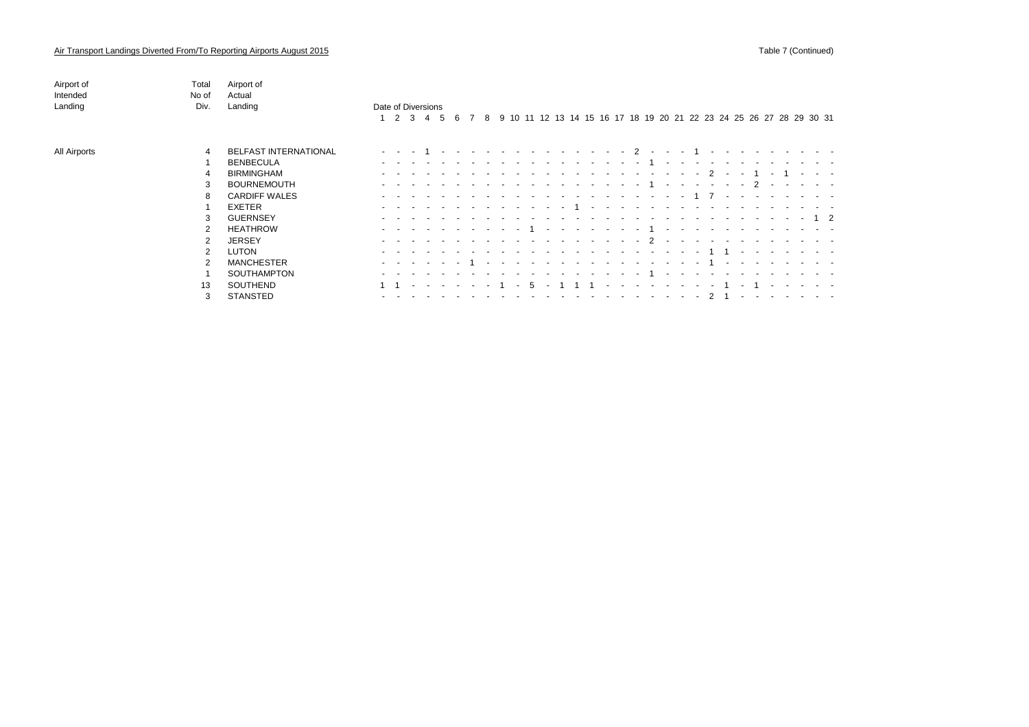Air Transport Landings Diverted From/To Reporting Airports August 2015

Table 7 (Continued)

| Airport of Intended Landing | Total No of Div. | Airport of Actual Landing | 1 | 2 | 3 | 4 | 5 | 6 | 7 | 8 | 9 | 10 | 11 | 12 | 13 | 14 | 15 | 16 | 17 | 18 | 19 | 20 | 21 | 22 | 23 | 24 | 25 | 26 | 27 | 28 | 29 | 30 | 31 |
|---|---|---|---|---|---|---|---|---|---|---|---|---|---|---|---|---|---|---|---|---|---|---|---|---|---|---|---|---|---|---|---|---|---|
| All Airports | 4 | BELFAST INTERNATIONAL | - | - | - | 1 | - | - | - | - | - | - | - | - | - | - | - | - | - | 2 | - | - | - | 1 | - | - | - | - | - | - | - | - | - |
| | 1 | BENBECULA | - | - | - | - | - | - | - | - | - | - | - | - | - | - | - | - | - | - | 1 | - | - | - | - | - | - | - | - | - | - | - | - |
| | 4 | BIRMINGHAM | - | - | - | - | - | - | - | - | - | - | - | - | - | - | - | - | - | - | - | - | - | - | 2 | - | - | 1 | - | 1 | - | - | - |
| | 3 | BOURNEMOUTH | - | - | - | - | - | - | - | - | - | - | - | - | - | - | - | - | - | - | 1 | - | - | - | - | - | - | 2 | - | - | - | - | - |
| | 8 | CARDIFF WALES | - | - | - | - | - | - | - | - | - | - | - | - | - | - | - | - | - | - | - | - | - | 1 | 7 | - | - | - | - | - | - | - | - |
| | 1 | EXETER | - | - | - | - | - | - | - | - | - | - | - | - | - | 1 | - | - | - | - | - | - | - | - | - | - | - | - | - | - | - | - | - |
| | 3 | GUERNSEY | - | - | - | - | - | - | - | - | - | - | - | - | - | - | - | - | - | - | - | - | - | - | - | - | - | - | - | - | - | 1 | 2 |
| | 2 | HEATHROW | - | - | - | - | - | - | - | - | - | - | 1 | - | - | - | - | - | - | - | 1 | - | - | - | - | - | - | - | - | - | - | - | - |
| | 2 | JERSEY | - | - | - | - | - | - | - | - | - | - | - | - | - | - | - | - | - | - | 2 | - | - | - | - | - | - | - | - | - | - | - | - |
| | 2 | LUTON | - | - | - | - | - | - | - | - | - | - | - | - | - | - | - | - | - | - | - | - | - | - | 1 | 1 | - | - | - | - | - | - | - |
| | 2 | MANCHESTER | - | - | - | - | - | - | 1 | - | - | - | - | - | - | - | - | - | - | - | - | - | - | - | 1 | - | - | - | - | - | - | - | - |
| | 1 | SOUTHAMPTON | - | - | - | - | - | - | - | - | - | - | - | - | - | - | - | - | - | - | 1 | - | - | - | - | - | - | - | - | - | - | - | - |
| | 13 | SOUTHEND | 1 | 1 | - | - | - | - | - | - | 1 | - | 5 | - | 1 | 1 | 1 | - | - | - | - | - | - | - | - | 1 | - | 1 | - | - | - | - | - |
| | 3 | STANSTED | - | - | - | - | - | - | - | - | - | - | - | - | - | - | - | - | - | - | - | - | - | - | 2 | 1 | - | - | - | - | - | - | - |